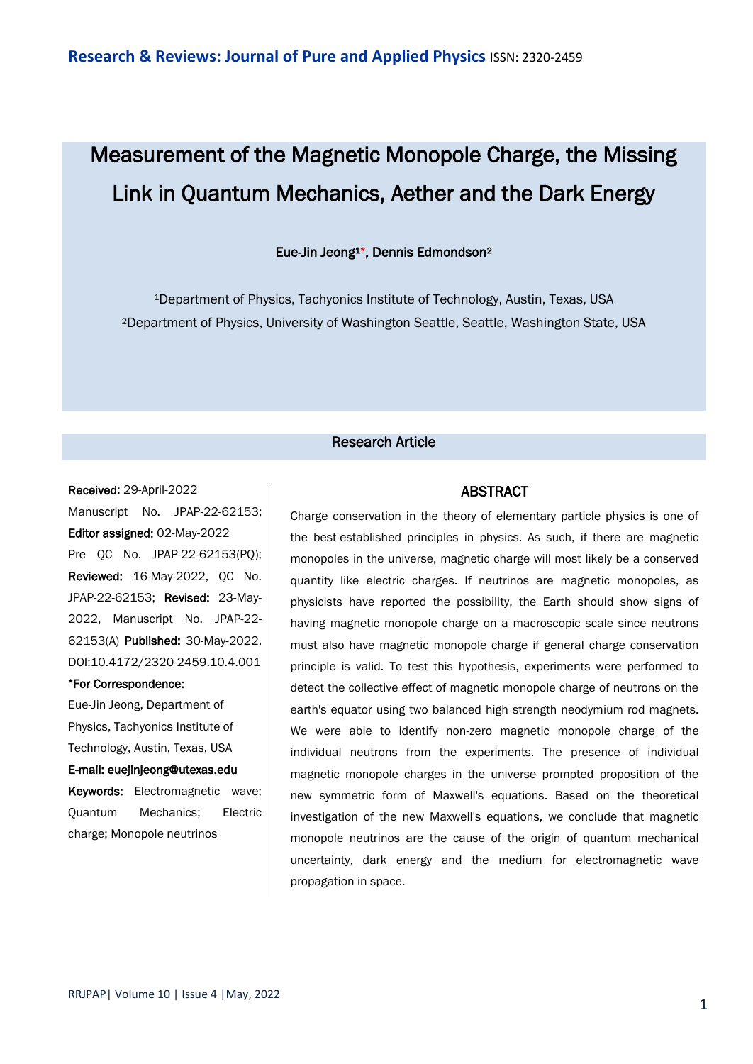# Measurement of the Magnetic Monopole Charge, the Missing Link in Quantum Mechanics, Aether and the Dark Energy

**Eue-Jin Jeong[1]*, Dennis Edmondson[2]**

[1]Department of Physics, Tachyonics Institute of Technology, Austin, Texas, USA

[2]Department of Physics, University of Washington Seattle, Seattle, Washington State, USA

**Research Article**

**Received**: 29-April-2022 Manuscript No. JPAP-22-62153; **Editor assigned:** 02-May-2022 Pre QC No. JPAP-22-62153(PQ); **Reviewed:** 16-May-2022, QC No. JPAP-22-62153; **Revised:** 23-May-2022, Manuscript No. JPAP-22-62153(A) **Published:** 30-May-2022, DOI:10.4172/2320-2459.10.4.001

**\*For Correspondence:**

Eue-Jin Jeong, Department of Physics, Tachyonics Institute of Technology, Austin, Texas, USA

**E-mail: euejinjeong@utexas.edu**

**Keywords:** Electromagnetic wave; Quantum Mechanics; Electric charge; Monopole neutrinos

## ABSTRACT

Charge conservation in the theory of elementary particle physics is one of the best-established principles in physics. As such, if there are magnetic monopoles in the universe, magnetic charge will most likely be a conserved quantity like electric charges. If neutrinos are magnetic monopoles, as physicists have reported the possibility, the Earth should show signs of having magnetic monopole charge on a macroscopic scale since neutrons must also have magnetic monopole charge if general charge conservation principle is valid. To test this hypothesis, experiments were performed to detect the collective effect of magnetic monopole charge of neutrons on the earth's equator using two balanced high strength neodymium rod magnets. We were able to identify non-zero magnetic monopole charge of the individual neutrons from the experiments. The presence of individual magnetic monopole charges in the universe prompted proposition of the new symmetric form of Maxwell's equations. Based on the theoretical investigation of the new Maxwell's equations, we conclude that magnetic monopole neutrinos are the cause of the origin of quantum mechanical uncertainty, dark energy and the medium for electromagnetic wave propagation in space.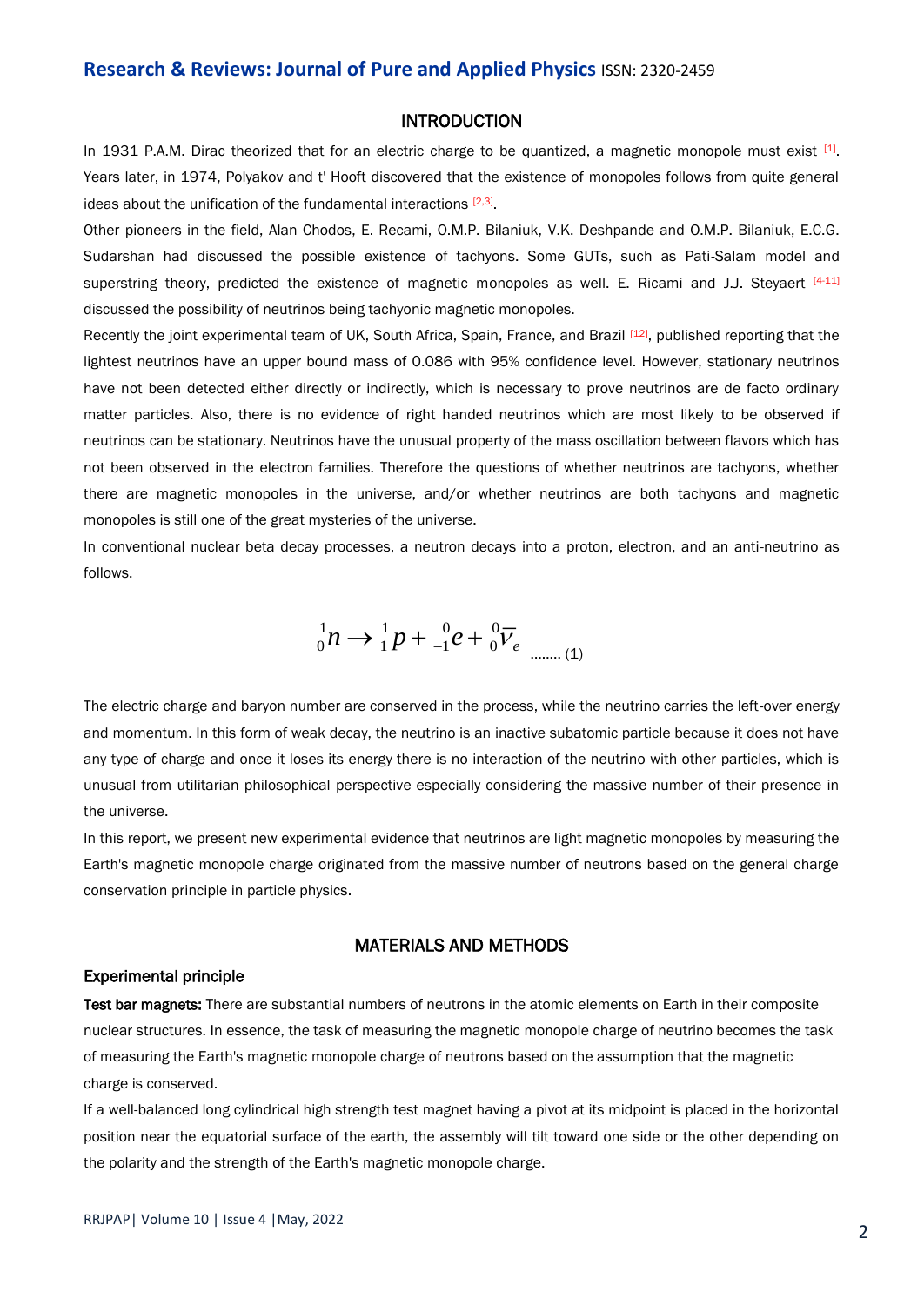## INTRODUCTION

In 1931 P.A.M. Dirac theorized that for an electric charge to be quantized, a magnetic monopole must exist [1]. Years later, in 1974, Polyakov and t' Hooft discovered that the existence of monopoles follows from quite general ideas about the unification of the fundamental interactions [2,3].

Other pioneers in the field, Alan Chodos, E. Recami, O.M.P. Bilaniuk, V.K. Deshpande and O.M.P. Bilaniuk, E.C.G. Sudarshan had discussed the possible existence of tachyons. Some GUTs, such as Pati-Salam model and superstring theory, predicted the existence of magnetic monopoles as well. E. Ricami and J.J. Steyaert [4-11] discussed the possibility of neutrinos being tachyonic magnetic monopoles.

Recently the joint experimental team of UK, South Africa, Spain, France, and Brazil [12], published reporting that the lightest neutrinos have an upper bound mass of 0.086 with 95% confidence level. However, stationary neutrinos have not been detected either directly or indirectly, which is necessary to prove neutrinos are de facto ordinary matter particles. Also, there is no evidence of right handed neutrinos which are most likely to be observed if neutrinos can be stationary. Neutrinos have the unusual property of the mass oscillation between flavors which has not been observed in the electron families. Therefore the questions of whether neutrinos are tachyons, whether there are magnetic monopoles in the universe, and/or whether neutrinos are both tachyons and magnetic monopoles is still one of the great mysteries of the universe.

In conventional nuclear beta decay processes, a neutron decays into a proton, electron, and an anti-neutrino as follows.

$$ {}_{0}^{1}n \rightarrow {}_{1}^{1}p + {}_{-1}^{0}e + {}_{0}^{0}\overline{\nu}_{e} \quad \text{........ (1)} $$

The electric charge and baryon number are conserved in the process, while the neutrino carries the left-over energy and momentum. In this form of weak decay, the neutrino is an inactive subatomic particle because it does not have any type of charge and once it loses its energy there is no interaction of the neutrino with other particles, which is unusual from utilitarian philosophical perspective especially considering the massive number of their presence in the universe.

In this report, we present new experimental evidence that neutrinos are light magnetic monopoles by measuring the Earth's magnetic monopole charge originated from the massive number of neutrons based on the general charge conservation principle in particle physics.

## MATERIALS AND METHODS

### Experimental principle

**Test bar magnets:** There are substantial numbers of neutrons in the atomic elements on Earth in their composite nuclear structures. In essence, the task of measuring the magnetic monopole charge of neutrino becomes the task of measuring the Earth's magnetic monopole charge of neutrons based on the assumption that the magnetic charge is conserved.

If a well-balanced long cylindrical high strength test magnet having a pivot at its midpoint is placed in the horizontal position near the equatorial surface of the earth, the assembly will tilt toward one side or the other depending on the polarity and the strength of the Earth's magnetic monopole charge.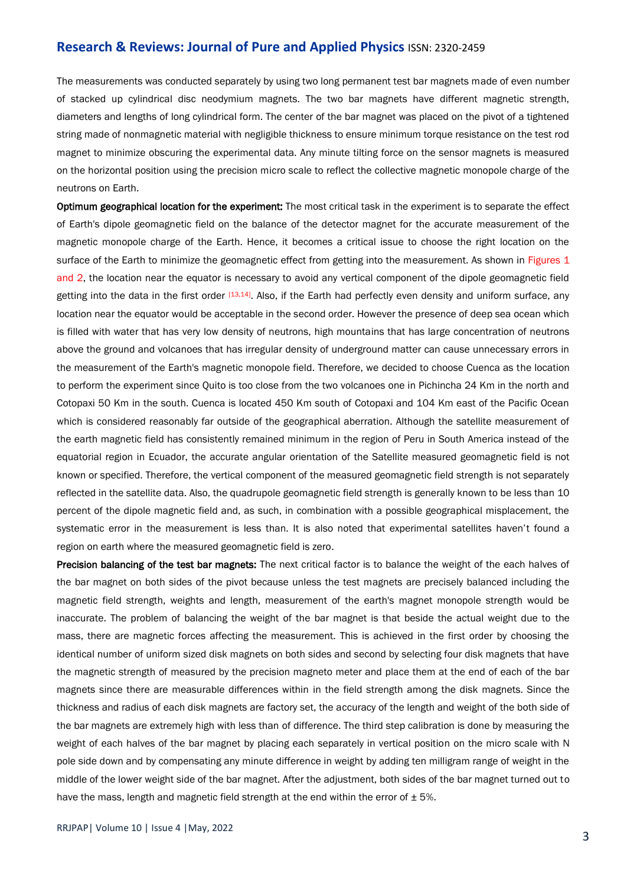The measurements was conducted separately by using two long permanent test bar magnets made of even number of stacked up cylindrical disc neodymium magnets. The two bar magnets have different magnetic strength, diameters and lengths of long cylindrical form. The center of the bar magnet was placed on the pivot of a tightened string made of nonmagnetic material with negligible thickness to ensure minimum torque resistance on the test rod magnet to minimize obscuring the experimental data. Any minute tilting force on the sensor magnets is measured on the horizontal position using the precision micro scale to reflect the collective magnetic monopole charge of the neutrons on Earth.

**Optimum geographical location for the experiment:** The most critical task in the experiment is to separate the effect of Earth's dipole geomagnetic field on the balance of the detector magnet for the accurate measurement of the magnetic monopole charge of the Earth. Hence, it becomes a critical issue to choose the right location on the surface of the Earth to minimize the geomagnetic effect from getting into the measurement. As shown in Figures 1 and 2, the location near the equator is necessary to avoid any vertical component of the dipole geomagnetic field getting into the data in the first order [13,14]. Also, if the Earth had perfectly even density and uniform surface, any location near the equator would be acceptable in the second order. However the presence of deep sea ocean which is filled with water that has very low density of neutrons, high mountains that has large concentration of neutrons above the ground and volcanoes that has irregular density of underground matter can cause unnecessary errors in the measurement of the Earth's magnetic monopole field. Therefore, we decided to choose Cuenca as the location to perform the experiment since Quito is too close from the two volcanoes one in Pichincha 24 Km in the north and Cotopaxi 50 Km in the south. Cuenca is located 450 Km south of Cotopaxi and 104 Km east of the Pacific Ocean which is considered reasonably far outside of the geographical aberration. Although the satellite measurement of the earth magnetic field has consistently remained minimum in the region of Peru in South America instead of the equatorial region in Ecuador, the accurate angular orientation of the Satellite measured geomagnetic field is not known or specified. Therefore, the vertical component of the measured geomagnetic field strength is not separately reflected in the satellite data. Also, the quadrupole geomagnetic field strength is generally known to be less than 10 percent of the dipole magnetic field and, as such, in combination with a possible geographical misplacement, the systematic error in the measurement is less than. It is also noted that experimental satellites haven't found a region on earth where the measured geomagnetic field is zero.

**Precision balancing of the test bar magnets:** The next critical factor is to balance the weight of the each halves of the bar magnet on both sides of the pivot because unless the test magnets are precisely balanced including the magnetic field strength, weights and length, measurement of the earth's magnet monopole strength would be inaccurate. The problem of balancing the weight of the bar magnet is that beside the actual weight due to the mass, there are magnetic forces affecting the measurement. This is achieved in the first order by choosing the identical number of uniform sized disk magnets on both sides and second by selecting four disk magnets that have the magnetic strength of measured by the precision magneto meter and place them at the end of each of the bar magnets since there are measurable differences within in the field strength among the disk magnets. Since the thickness and radius of each disk magnets are factory set, the accuracy of the length and weight of the both side of the bar magnets are extremely high with less than of difference. The third step calibration is done by measuring the weight of each halves of the bar magnet by placing each separately in vertical position on the micro scale with N pole side down and by compensating any minute difference in weight by adding ten milligram range of weight in the middle of the lower weight side of the bar magnet. After the adjustment, both sides of the bar magnet turned out to have the mass, length and magnetic field strength at the end within the error of $\pm$ 5%.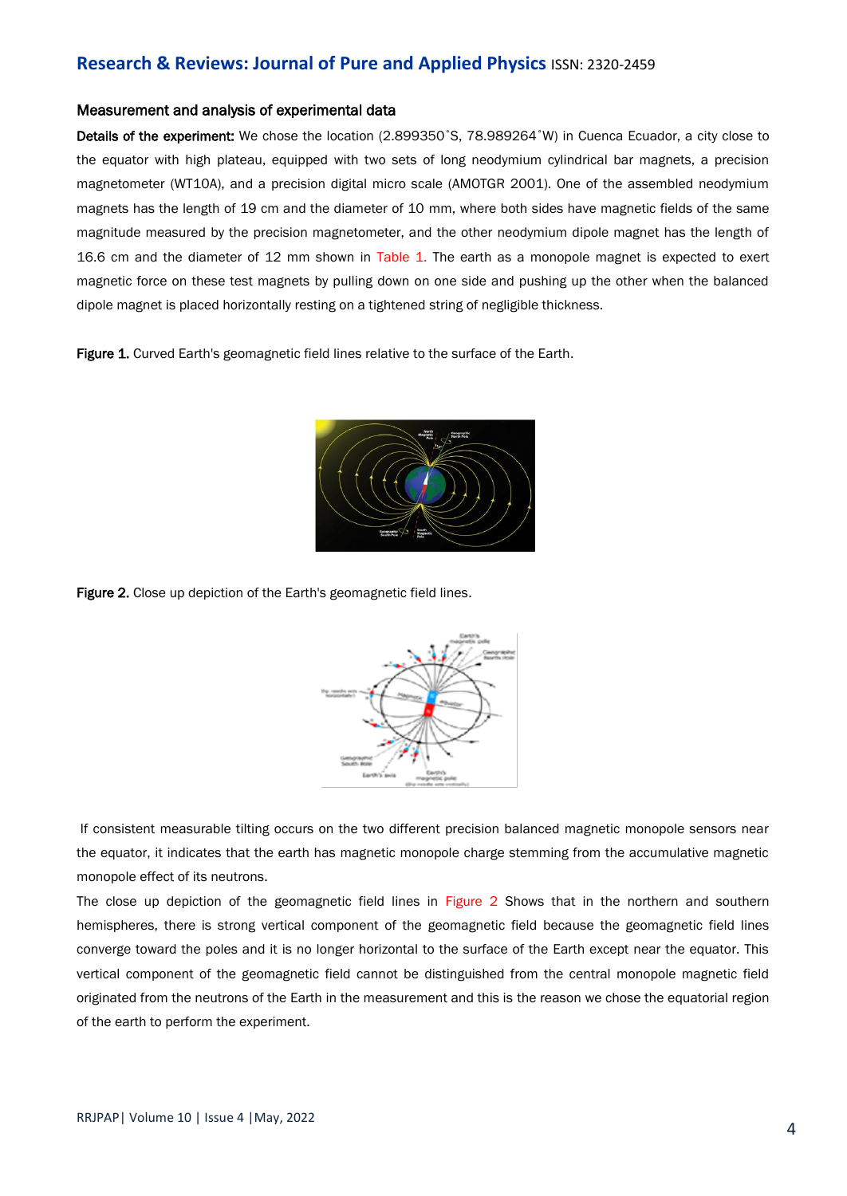### Measurement and analysis of experimental data

**Details of the experiment:** We chose the location (2.899350˚S, 78.989264˚W) in Cuenca Ecuador, a city close to the equator with high plateau, equipped with two sets of long neodymium cylindrical bar magnets, a precision magnetometer (WT10A), and a precision digital micro scale (AMOTGR 2001). One of the assembled neodymium magnets has the length of 19 cm and the diameter of 10 mm, where both sides have magnetic fields of the same magnitude measured by the precision magnetometer, and the other neodymium dipole magnet has the length of 16.6 cm and the diameter of 12 mm shown in Table 1. The earth as a monopole magnet is expected to exert magnetic force on these test magnets by pulling down on one side and pushing up the other when the balanced dipole magnet is placed horizontally resting on a tightened string of negligible thickness.

**Figure 1.** Curved Earth's geomagnetic field lines relative to the surface of the Earth.

**Figure 2.** Close up depiction of the Earth's geomagnetic field lines.

If consistent measurable tilting occurs on the two different precision balanced magnetic monopole sensors near the equator, it indicates that the earth has magnetic monopole charge stemming from the accumulative magnetic monopole effect of its neutrons.

The close up depiction of the geomagnetic field lines in Figure 2 Shows that in the northern and southern hemispheres, there is strong vertical component of the geomagnetic field because the geomagnetic field lines converge toward the poles and it is no longer horizontal to the surface of the Earth except near the equator. This vertical component of the geomagnetic field cannot be distinguished from the central monopole magnetic field originated from the neutrons of the Earth in the measurement and this is the reason we chose the equatorial region of the earth to perform the experiment.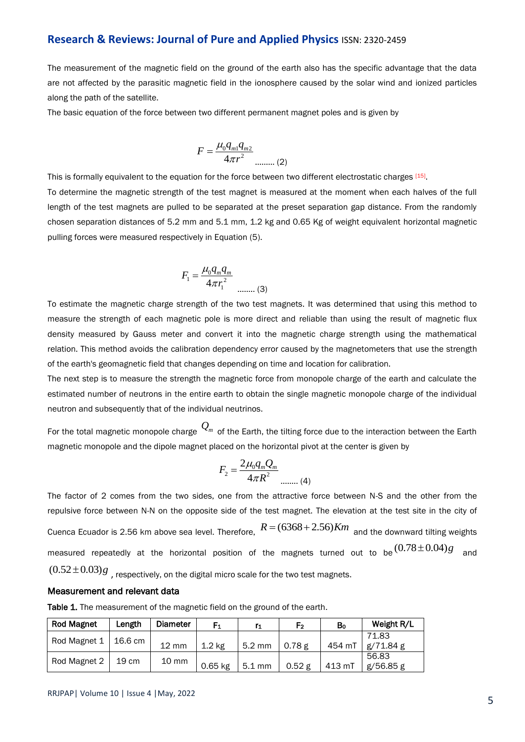The measurement of the magnetic field on the ground of the earth also has the specific advantage that the data are not affected by the parasitic magnetic field in the ionosphere caused by the solar wind and ionized particles along the path of the satellite.

The basic equation of the force between two different permanent magnet poles and is given by

$$F = \frac{\mu_0 q_{m1} q_{m2}}{4\pi r^2} \quad \text{......... (2)}$$

This is formally equivalent to the equation for the force between two different electrostatic charges [15].

To determine the magnetic strength of the test magnet is measured at the moment when each halves of the full length of the test magnets are pulled to be separated at the preset separation gap distance. From the randomly chosen separation distances of 5.2 mm and 5.1 mm, 1.2 kg and 0.65 Kg of weight equivalent horizontal magnetic pulling forces were measured respectively in Equation (5).

$$F_1 = \frac{\mu_0 q_m q_m}{4\pi r_1^2} \quad \text{........ (3)}$$

To estimate the magnetic charge strength of the two test magnets. It was determined that using this method to measure the strength of each magnetic pole is more direct and reliable than using the result of magnetic flux density measured by Gauss meter and convert it into the magnetic charge strength using the mathematical relation. This method avoids the calibration dependency error caused by the magnetometers that use the strength of the earth's geomagnetic field that changes depending on time and location for calibration.

The next step is to measure the strength the magnetic force from monopole charge of the earth and calculate the estimated number of neutrons in the entire earth to obtain the single magnetic monopole charge of the individual neutron and subsequently that of the individual neutrinos.

For the total magnetic monopole charge $Q_m$ of the Earth, the tilting force due to the interaction between the Earth magnetic monopole and the dipole magnet placed on the horizontal pivot at the center is given by

$$F_2 = \frac{2\mu_0 q_m Q_m}{4\pi R^2} \quad \text{........ (4)}$$

The factor of 2 comes from the two sides, one from the attractive force between N-S and the other from the repulsive force between N-N on the opposite side of the test magnet. The elevation at the test site in the city of Cuenca Ecuador is 2.56 km above sea level. Therefore, $R = (6368 + 2.56)Km$ and the downward tilting weights measured repeatedly at the horizontal position of the magnets turned out to be $(0.78 \pm 0.04)g$ and $(0.52 \pm 0.03)g$, respectively, on the digital micro scale for the two test magnets.

### Measurement and relevant data

**Table 1.** The measurement of the magnetic field on the ground of the earth.

| Rod Magnet | Length | Diameter | $F_1$ | $r_1$ | $F_2$ | $B_0$ | Weight R/L |
|---|---|---|---|---|---|---|---|
| Rod Magnet 1 | 16.6 cm | 12 mm | 1.2 kg | 5.2 mm | 0.78 g | 454 mT | 71.83 g/71.84 g |
| Rod Magnet 2 | 19 cm | 10 mm | 0.65 kg | 5.1 mm | 0.52 g | 413 mT | 56.83 g/56.85 g |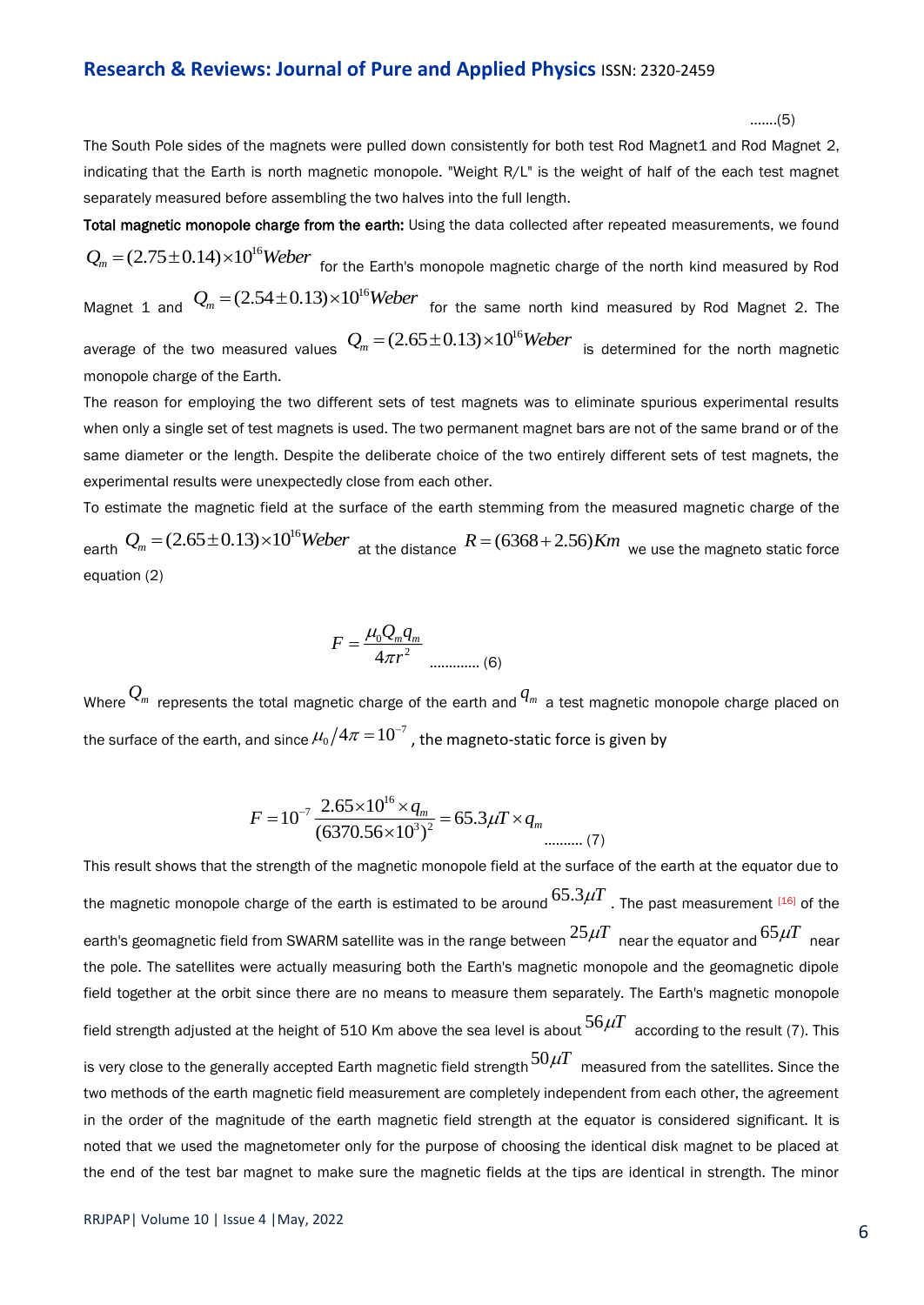.......(5)

The South Pole sides of the magnets were pulled down consistently for both test Rod Magnet1 and Rod Magnet 2, indicating that the Earth is north magnetic monopole. "Weight R/L" is the weight of half of the each test magnet separately measured before assembling the two halves into the full length.

**Total magnetic monopole charge from the earth:** Using the data collected after repeated measurements, we found $Q_m = (2.75 \pm 0.14) \times 10^{16} Weber$ for the Earth's monopole magnetic charge of the north kind measured by Rod Magnet 1 and $Q_m = (2.54 \pm 0.13) \times 10^{16} Weber$ for the same north kind measured by Rod Magnet 2. The average of the two measured values $Q_m = (2.65 \pm 0.13) \times 10^{16} Weber$ is determined for the north magnetic monopole charge of the Earth.

The reason for employing the two different sets of test magnets was to eliminate spurious experimental results when only a single set of test magnets is used. The two permanent magnet bars are not of the same brand or of the same diameter or the length. Despite the deliberate choice of the two entirely different sets of test magnets, the experimental results were unexpectedly close from each other.

To estimate the magnetic field at the surface of the earth stemming from the measured magnetic charge of the earth $Q_m = (2.65 \pm 0.13) \times 10^{16} Weber$ at the distance $R = (6368 + 2.56) Km$ we use the magneto static force equation (2)

$$F = \frac{\mu_0 Q_m q_m}{4\pi r^2} \quad \text{............ (6)}$$

Where $Q_m$ represents the total magnetic charge of the earth and $q_m$ a test magnetic monopole charge placed on the surface of the earth, and since $\mu_0 / 4\pi = 10^{-7}$, the magneto-static force is given by

$$F = 10^{-7} \frac{2.65 \times 10^{16} \times q_m}{(6370.56 \times 10^3)^2} = 65.3 \mu T \times q_m \quad \text{.......... (7)}$$

This result shows that the strength of the magnetic monopole field at the surface of the earth at the equator due to the magnetic monopole charge of the earth is estimated to be around $65.3 \mu T$. The past measurement [16] of the earth's geomagnetic field from SWARM satellite was in the range between $25 \mu T$ near the equator and $65 \mu T$ near the pole. The satellites were actually measuring both the Earth's magnetic monopole and the geomagnetic dipole field together at the orbit since there are no means to measure them separately. The Earth's magnetic monopole field strength adjusted at the height of 510 Km above the sea level is about $56 \mu T$ according to the result (7). This is very close to the generally accepted Earth magnetic field strength $50 \mu T$ measured from the satellites. Since the two methods of the earth magnetic field measurement are completely independent from each other, the agreement in the order of the magnitude of the earth magnetic field strength at the equator is considered significant. It is noted that we used the magnetometer only for the purpose of choosing the identical disk magnet to be placed at the end of the test bar magnet to make sure the magnetic fields at the tips are identical in strength. The minor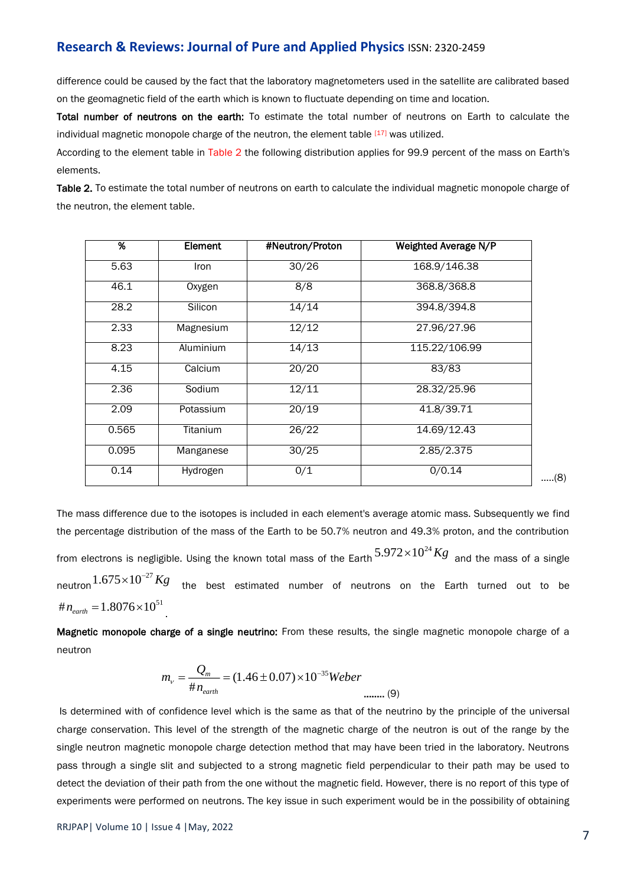difference could be caused by the fact that the laboratory magnetometers used in the satellite are calibrated based on the geomagnetic field of the earth which is known to fluctuate depending on time and location.

**Total number of neutrons on the earth:** To estimate the total number of neutrons on Earth to calculate the individual magnetic monopole charge of the neutron, the element table [17] was utilized.

According to the element table in Table 2 the following distribution applies for 99.9 percent of the mass on Earth's elements.

**Table 2.** To estimate the total number of neutrons on earth to calculate the individual magnetic monopole charge of the neutron, the element table.

| % | Element | #Neutron/Proton | Weighted Average N/P |
|---|---|---|---|
| 5.63 | Iron | 30/26 | 168.9/146.38 |
| 46.1 | Oxygen | 8/8 | 368.8/368.8 |
| 28.2 | Silicon | 14/14 | 394.8/394.8 |
| 2.33 | Magnesium | 12/12 | 27.96/27.96 |
| 8.23 | Aluminium | 14/13 | 115.22/106.99 |
| 4.15 | Calcium | 20/20 | 83/83 |
| 2.36 | Sodium | 12/11 | 28.32/25.96 |
| 2.09 | Potassium | 20/19 | 41.8/39.71 |
| 0.565 | Titanium | 26/22 | 14.69/12.43 |
| 0.095 | Manganese | 30/25 | 2.85/2.375 |
| 0.14 | Hydrogen | 0/1 | 0/0.14 |

.....(8)

The mass difference due to the isotopes is included in each element's average atomic mass. Subsequently we find the percentage distribution of the mass of the Earth to be 50.7% neutron and 49.3% proton, and the contribution from electrons is negligible. Using the known total mass of the Earth $5.972\times10^{24}Kg$ and the mass of a single neutron $1.675\times10^{-27}Kg$ the best estimated number of neutrons on the Earth turned out to be $\#n_{earth}=1.8076\times10^{51}$.

**Magnetic monopole charge of a single neutrino:** From these results, the single magnetic monopole charge of a neutron

$$m_{\nu}=\frac{Q_m}{\#n_{earth}}=(1.46\pm0.07)\times10^{-35}Weber \quad \text{........ (9)}$$

Is determined with of confidence level which is the same as that of the neutrino by the principle of the universal charge conservation. This level of the strength of the magnetic charge of the neutron is out of the range by the single neutron magnetic monopole charge detection method that may have been tried in the laboratory. Neutrons pass through a single slit and subjected to a strong magnetic field perpendicular to their path may be used to detect the deviation of their path from the one without the magnetic field. However, there is no report of this type of experiments were performed on neutrons. The key issue in such experiment would be in the possibility of obtaining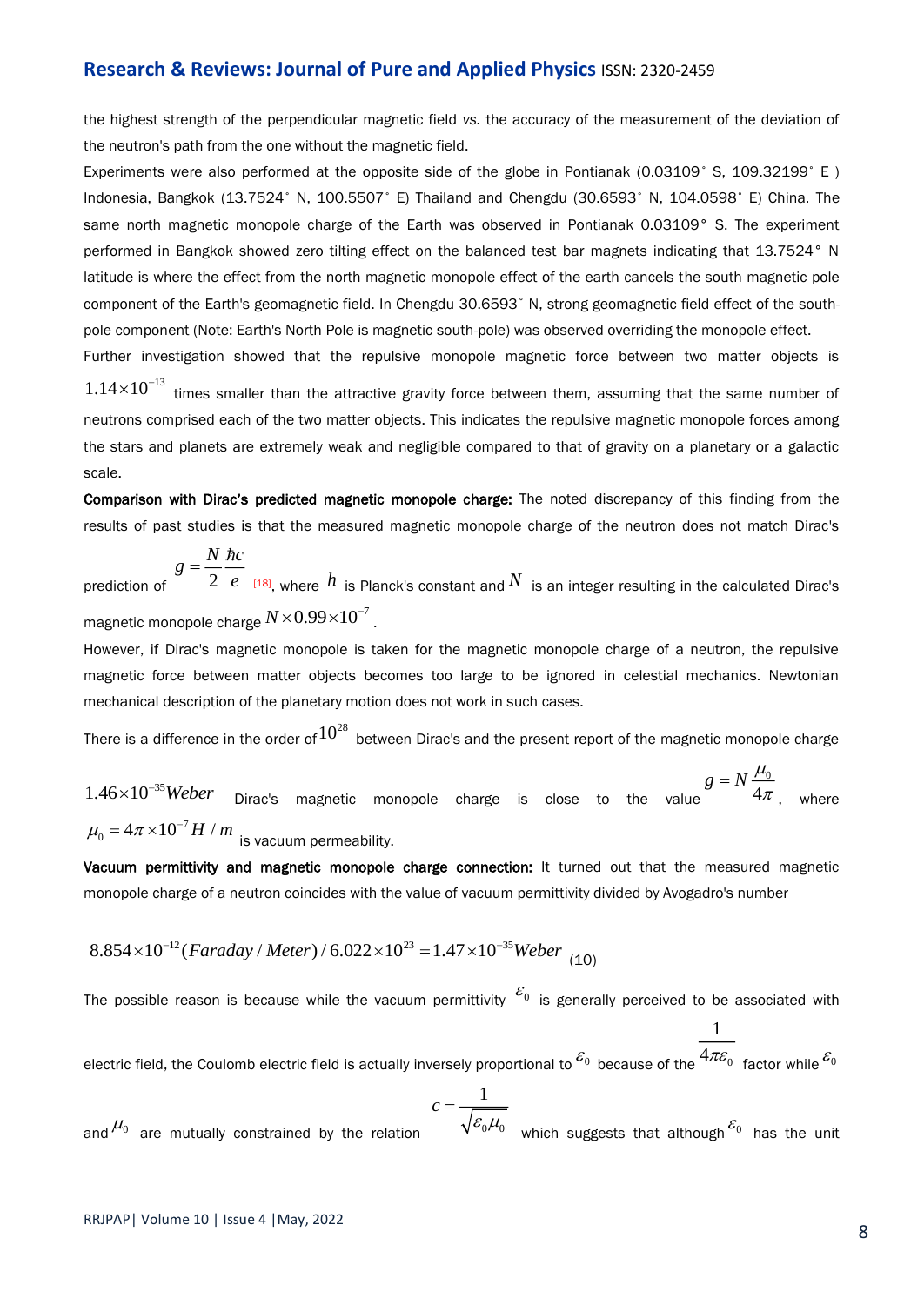the highest strength of the perpendicular magnetic field *vs.* the accuracy of the measurement of the deviation of the neutron's path from the one without the magnetic field.

Experiments were also performed at the opposite side of the globe in Pontianak (0.03109° S, 109.32199° E ) Indonesia, Bangkok (13.7524° N, 100.5507° E) Thailand and Chengdu (30.6593° N, 104.0598° E) China. The same north magnetic monopole charge of the Earth was observed in Pontianak 0.03109° S. The experiment performed in Bangkok showed zero tilting effect on the balanced test bar magnets indicating that 13.7524° N latitude is where the effect from the north magnetic monopole effect of the earth cancels the south magnetic pole component of the Earth's geomagnetic field. In Chengdu 30.6593° N, strong geomagnetic field effect of the south-pole component (Note: Earth's North Pole is magnetic south-pole) was observed overriding the monopole effect.

Further investigation showed that the repulsive monopole magnetic force between two matter objects is $1.14\times10^{-13}$ times smaller than the attractive gravity force between them, assuming that the same number of neutrons comprised each of the two matter objects. This indicates the repulsive magnetic monopole forces among the stars and planets are extremely weak and negligible compared to that of gravity on a planetary or a galactic scale.

**Comparison with Dirac's predicted magnetic monopole charge:** The noted discrepancy of this finding from the results of past studies is that the measured magnetic monopole charge of the neutron does not match Dirac's prediction of $g=\frac{N}{2}\frac{\hbar c}{e}$ [18], where $h$ is Planck's constant and $N$ is an integer resulting in the calculated Dirac's magnetic monopole charge $N\times0.99\times10^{-7}$.

However, if Dirac's magnetic monopole is taken for the magnetic monopole charge of a neutron, the repulsive magnetic force between matter objects becomes too large to be ignored in celestial mechanics. Newtonian mechanical description of the planetary motion does not work in such cases.

There is a difference in the order of $10^{28}$ between Dirac's and the present report of the magnetic monopole charge $1.46\times10^{-35}Weber$ Dirac's magnetic monopole charge is close to the value $g=N\frac{\mu_0}{4\pi}$, where $\mu_0=4\pi\times10^{-7}H/m$ is vacuum permeability.

**Vacuum permittivity and magnetic monopole charge connection:** It turned out that the measured magnetic monopole charge of a neutron coincides with the value of vacuum permittivity divided by Avogadro's number

$$8.854\times10^{-12}(Faraday/Meter)/6.022\times10^{23}=1.47\times10^{-35}Weber \quad (10)$$

The possible reason is because while the vacuum permittivity $\varepsilon_0$ is generally perceived to be associated with electric field, the Coulomb electric field is actually inversely proportional to $\varepsilon_0$ because of the $\frac{1}{4\pi\varepsilon_0}$ factor while $\varepsilon_0$ and $\mu_0$ are mutually constrained by the relation $c=\frac{1}{\sqrt{\varepsilon_0\mu_0}}$ which suggests that although $\varepsilon_0$ has the unit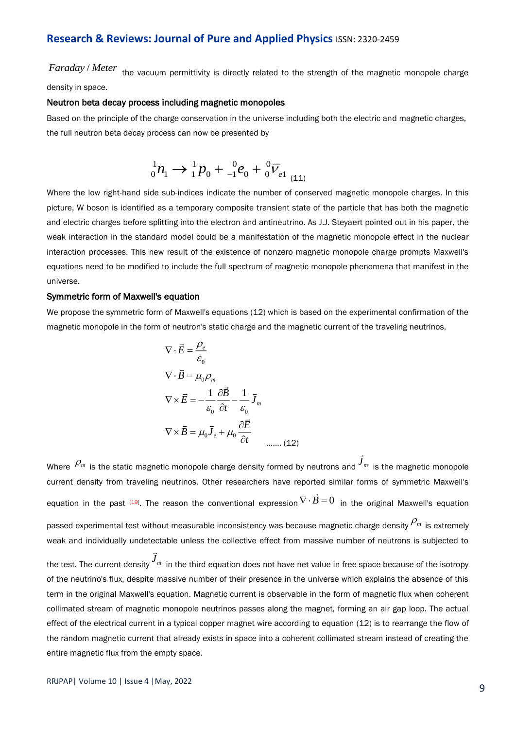$Faraday / Meter$ the vacuum permittivity is directly related to the strength of the magnetic monopole charge density in space.

### Neutron beta decay process including magnetic monopoles

Based on the principle of the charge conservation in the universe including both the electric and magnetic charges, the full neutron beta decay process can now be presented by

$$ {}_{0}^{1}n_{1} \rightarrow {}_{1}^{1}p_{0} + {}_{-1}^{0}e_{0} + {}_{0}^{0}\overline{\nu}_{e1} \quad (11) $$

Where the low right-hand side sub-indices indicate the number of conserved magnetic monopole charges. In this picture, W boson is identified as a temporary composite transient state of the particle that has both the magnetic and electric charges before splitting into the electron and antineutrino. As J.J. Steyaert pointed out in his paper, the weak interaction in the standard model could be a manifestation of the magnetic monopole effect in the nuclear interaction processes. This new result of the existence of nonzero magnetic monopole charge prompts Maxwell's equations need to be modified to include the full spectrum of magnetic monopole phenomena that manifest in the universe.

### Symmetric form of Maxwell's equation

We propose the symmetric form of Maxwell's equations (12) which is based on the experimental confirmation of the magnetic monopole in the form of neutron's static charge and the magnetic current of the traveling neutrinos,

$$
\begin{aligned}
\nabla \cdot \vec{E} &= \frac{\rho_e}{\varepsilon_0} \\
\nabla \cdot \vec{B} &= \mu_0 \rho_m \\
\nabla \times \vec{E} &= -\frac{1}{\varepsilon_0}\frac{\partial \vec{B}}{\partial t} - \frac{1}{\varepsilon_0}\vec{J}_m \\
\nabla \times \vec{B} &= \mu_0 \vec{J}_e + \mu_0 \frac{\partial \vec{E}}{\partial t}
\end{aligned}
\quad \text{....... (12)}
$$

Where $\rho_m$ is the static magnetic monopole charge density formed by neutrons and $\vec{J}_m$ is the magnetic monopole current density from traveling neutrinos. Other researchers have reported similar forms of symmetric Maxwell's equation in the past [19]. The reason the conventional expression $\nabla \cdot \vec{B} = 0$ in the original Maxwell's equation passed experimental test without measurable inconsistency was because magnetic charge density $\rho_m$ is extremely weak and individually undetectable unless the collective effect from massive number of neutrons is subjected to the test. The current density $\vec{J}_m$ in the third equation does not have net value in free space because of the isotropy of the neutrino's flux, despite massive number of their presence in the universe which explains the absence of this term in the original Maxwell's equation. Magnetic current is observable in the form of magnetic flux when coherent collimated stream of magnetic monopole neutrinos passes along the magnet, forming an air gap loop. The actual effect of the electrical current in a typical copper magnet wire according to equation (12) is to rearrange the flow of the random magnetic current that already exists in space into a coherent collimated stream instead of creating the entire magnetic flux from the empty space.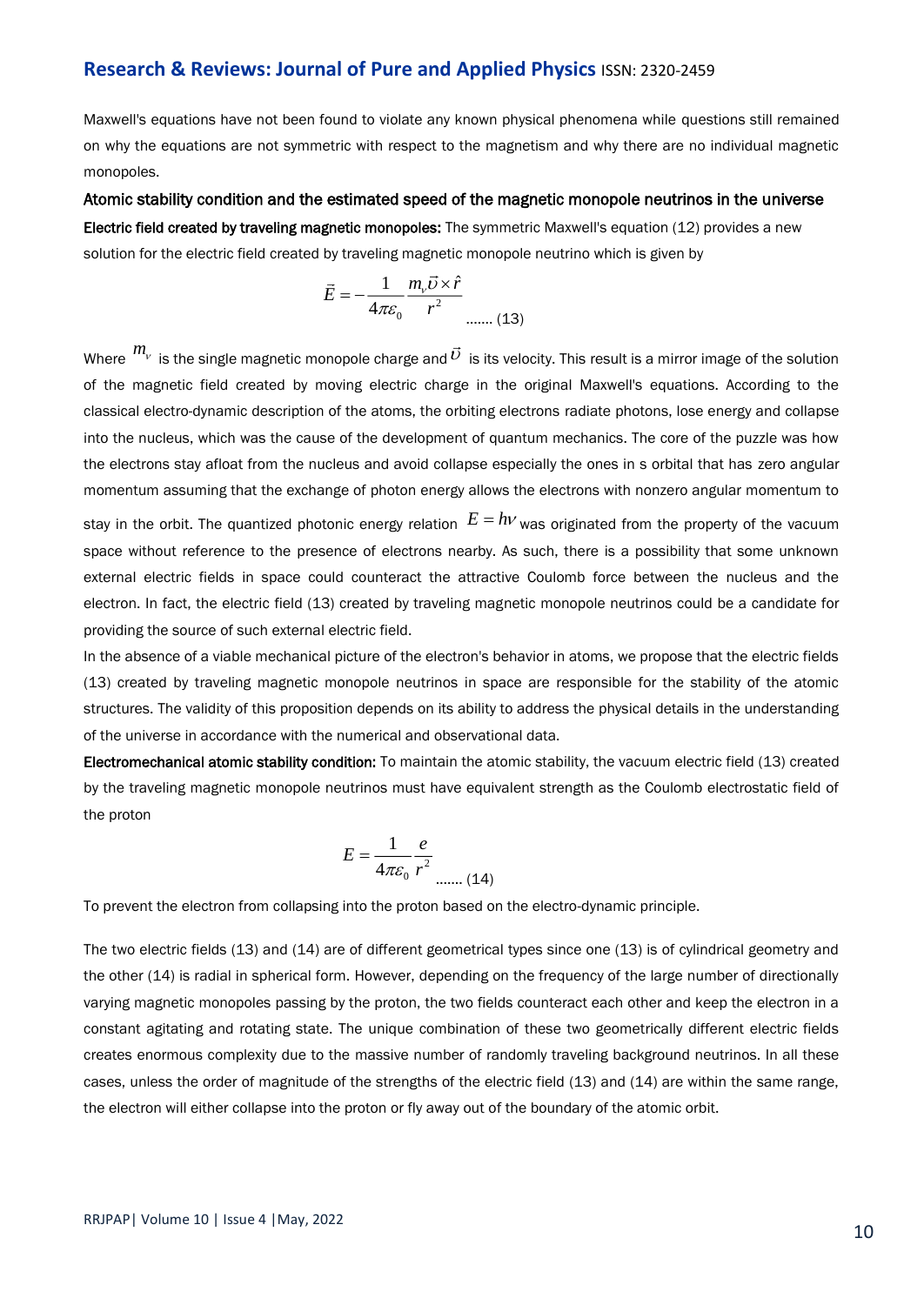Maxwell's equations have not been found to violate any known physical phenomena while questions still remained on why the equations are not symmetric with respect to the magnetism and why there are no individual magnetic monopoles.

## Atomic stability condition and the estimated speed of the magnetic monopole neutrinos in the universe

**Electric field created by traveling magnetic monopoles:** The symmetric Maxwell's equation (12) provides a new solution for the electric field created by traveling magnetic monopole neutrino which is given by

$$\vec{E} = -\frac{1}{4\pi\varepsilon_0}\frac{m_\nu \vec{\upsilon} \times \hat{r}}{r^2} \quad \text{....... (13)}$$

Where $m_\nu$ is the single magnetic monopole charge and $\vec{\upsilon}$ is its velocity. This result is a mirror image of the solution of the magnetic field created by moving electric charge in the original Maxwell's equations. According to the classical electro-dynamic description of the atoms, the orbiting electrons radiate photons, lose energy and collapse into the nucleus, which was the cause of the development of quantum mechanics. The core of the puzzle was how the electrons stay afloat from the nucleus and avoid collapse especially the ones in s orbital that has zero angular momentum assuming that the exchange of photon energy allows the electrons with nonzero angular momentum to stay in the orbit. The quantized photonic energy relation $E = h\nu$ was originated from the property of the vacuum space without reference to the presence of electrons nearby. As such, there is a possibility that some unknown external electric fields in space could counteract the attractive Coulomb force between the nucleus and the electron. In fact, the electric field (13) created by traveling magnetic monopole neutrinos could be a candidate for providing the source of such external electric field.

In the absence of a viable mechanical picture of the electron's behavior in atoms, we propose that the electric fields (13) created by traveling magnetic monopole neutrinos in space are responsible for the stability of the atomic structures. The validity of this proposition depends on its ability to address the physical details in the understanding of the universe in accordance with the numerical and observational data.

**Electromechanical atomic stability condition:** To maintain the atomic stability, the vacuum electric field (13) created by the traveling magnetic monopole neutrinos must have equivalent strength as the Coulomb electrostatic field of the proton

$$E = \frac{1}{4\pi\varepsilon_0}\frac{e}{r^2} \quad \text{....... (14)}$$

To prevent the electron from collapsing into the proton based on the electro-dynamic principle.

The two electric fields (13) and (14) are of different geometrical types since one (13) is of cylindrical geometry and the other (14) is radial in spherical form. However, depending on the frequency of the large number of directionally varying magnetic monopoles passing by the proton, the two fields counteract each other and keep the electron in a constant agitating and rotating state. The unique combination of these two geometrically different electric fields creates enormous complexity due to the massive number of randomly traveling background neutrinos. In all these cases, unless the order of magnitude of the strengths of the electric field (13) and (14) are within the same range, the electron will either collapse into the proton or fly away out of the boundary of the atomic orbit.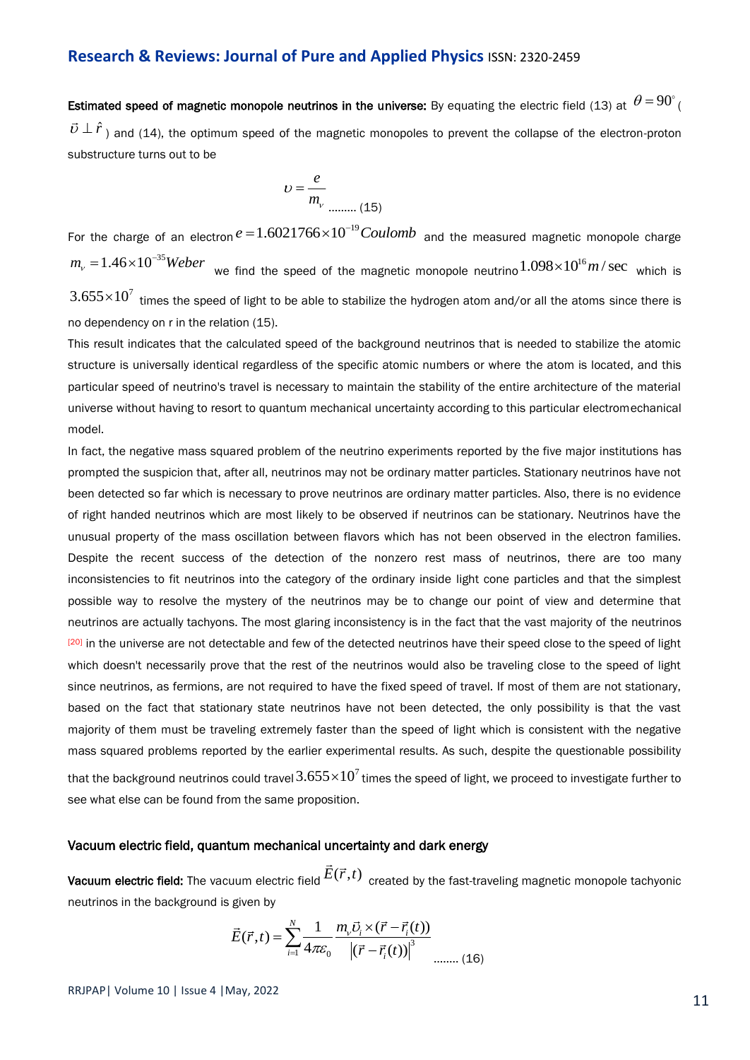**Estimated speed of magnetic monopole neutrinos in the universe:** By equating the electric field (13) at $\theta = 90^{\circ}$ ( $\vec{\upsilon} \perp \hat{r}$ ) and (14), the optimum speed of the magnetic monopoles to prevent the collapse of the electron-proton substructure turns out to be

$$\upsilon = \frac{e}{m_{\nu}} \quad \text{......... (15)}$$

For the charge of an electron $e = 1.6021766 \times 10^{-19} Coulomb$ and the measured magnetic monopole charge $m_{\nu} = 1.46 \times 10^{-35} Weber$ we find the speed of the magnetic monopole neutrino $1.098 \times 10^{16} m/\sec$ which is $3.655 \times 10^{7}$ times the speed of light to be able to stabilize the hydrogen atom and/or all the atoms since there is no dependency on r in the relation (15).

This result indicates that the calculated speed of the background neutrinos that is needed to stabilize the atomic structure is universally identical regardless of the specific atomic numbers or where the atom is located, and this particular speed of neutrino's travel is necessary to maintain the stability of the entire architecture of the material universe without having to resort to quantum mechanical uncertainty according to this particular electromechanical model.

In fact, the negative mass squared problem of the neutrino experiments reported by the five major institutions has prompted the suspicion that, after all, neutrinos may not be ordinary matter particles. Stationary neutrinos have not been detected so far which is necessary to prove neutrinos are ordinary matter particles. Also, there is no evidence of right handed neutrinos which are most likely to be observed if neutrinos can be stationary. Neutrinos have the unusual property of the mass oscillation between flavors which has not been observed in the electron families. Despite the recent success of the detection of the nonzero rest mass of neutrinos, there are too many inconsistencies to fit neutrinos into the category of the ordinary inside light cone particles and that the simplest possible way to resolve the mystery of the neutrinos may be to change our point of view and determine that neutrinos are actually tachyons. The most glaring inconsistency is in the fact that the vast majority of the neutrinos [20] in the universe are not detectable and few of the detected neutrinos have their speed close to the speed of light which doesn't necessarily prove that the rest of the neutrinos would also be traveling close to the speed of light since neutrinos, as fermions, are not required to have the fixed speed of travel. If most of them are not stationary, based on the fact that stationary state neutrinos have not been detected, the only possibility is that the vast majority of them must be traveling extremely faster than the speed of light which is consistent with the negative mass squared problems reported by the earlier experimental results. As such, despite the questionable possibility that the background neutrinos could travel $3.655 \times 10^{7}$ times the speed of light, we proceed to investigate further to see what else can be found from the same proposition.

## Vacuum electric field, quantum mechanical uncertainty and dark energy

**Vacuum electric field:** The vacuum electric field $\vec{E}(\vec{r},t)$ created by the fast-traveling magnetic monopole tachyonic neutrinos in the background is given by

$$\vec{E}(\vec{r},t) = \sum_{i=1}^{N} \frac{1}{4\pi\varepsilon_0} \frac{m_{\nu}\vec{\upsilon}_i \times (\vec{r} - \vec{r}_i(t))}{\left|(\vec{r} - \vec{r}_i(t))\right|^3} \quad \text{........ (16)}$$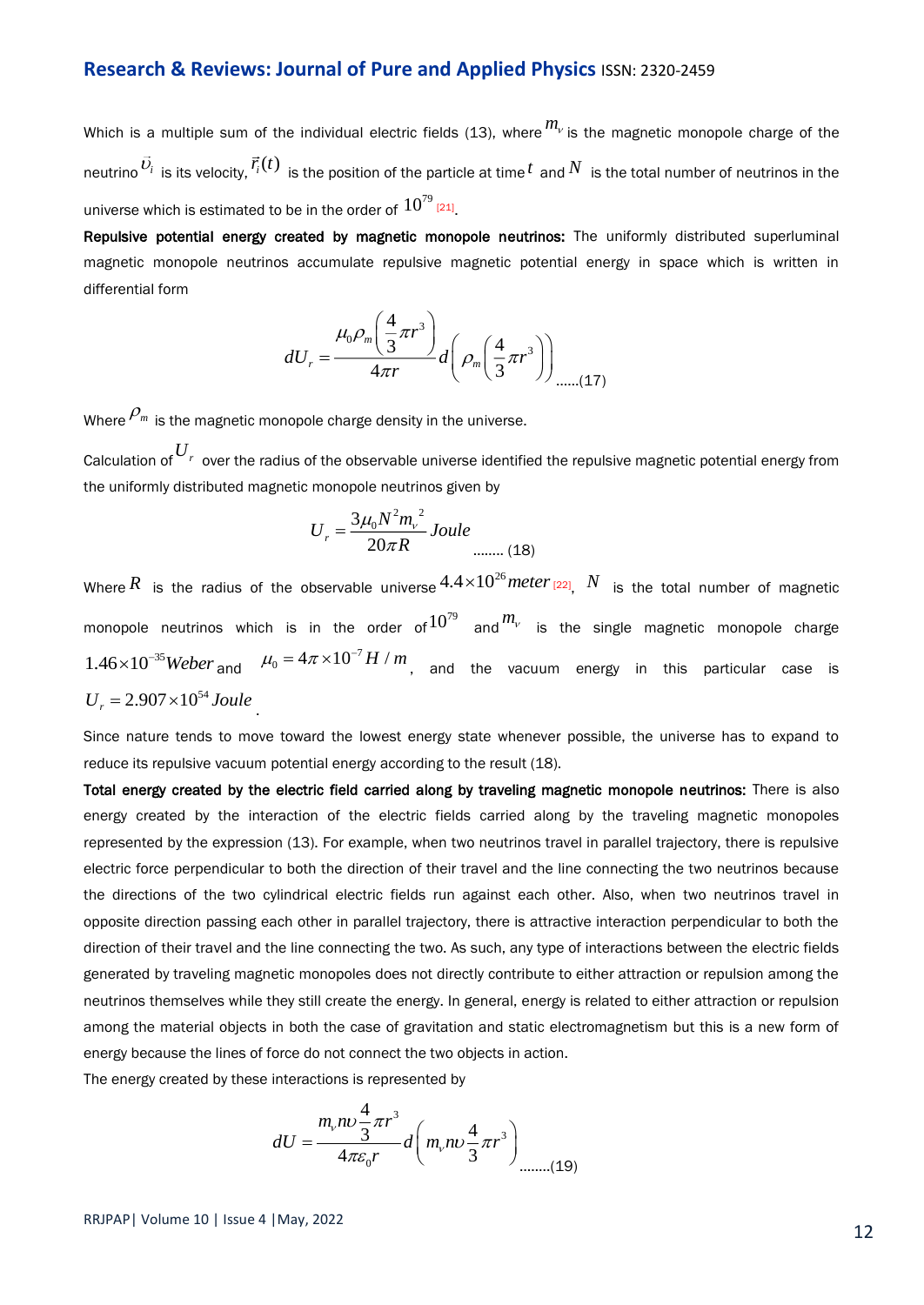Which is a multiple sum of the individual electric fields (13), where $m_\nu$ is the magnetic monopole charge of the neutrino $\vec{\upsilon}_i$ is its velocity, $\vec{r}_i(t)$ is the position of the particle at time $t$ and $N$ is the total number of neutrinos in the universe which is estimated to be in the order of $10^{79}$ [21].

**Repulsive potential energy created by magnetic monopole neutrinos:** The uniformly distributed superluminal magnetic monopole neutrinos accumulate repulsive magnetic potential energy in space which is written in differential form

$$dU_r = \frac{\mu_0 \rho_m \left(\frac{4}{3}\pi r^3\right)}{4\pi r} d\left(\rho_m \left(\frac{4}{3}\pi r^3\right)\right) \quad ......(17)$$

Where $\rho_m$ is the magnetic monopole charge density in the universe.

Calculation of $U_r$ over the radius of the observable universe identified the repulsive magnetic potential energy from the uniformly distributed magnetic monopole neutrinos given by

$$U_r = \frac{3\mu_0 N^2 m_\nu^2}{20\pi R} \, Joule \quad ........ (18)$$

Where $R$ is the radius of the observable universe $4.4\times10^{26}\, meter$ [22], $N$ is the total number of magnetic monopole neutrinos which is in the order of $10^{79}$ and $m_\nu$ is the single magnetic monopole charge $1.46\times10^{-35} Weber$ and $\mu_0 = 4\pi\times10^{-7} H/m$, and the vacuum energy in this particular case is $U_r = 2.907\times10^{54}\, Joule$.

Since nature tends to move toward the lowest energy state whenever possible, the universe has to expand to reduce its repulsive vacuum potential energy according to the result (18).

**Total energy created by the electric field carried along by traveling magnetic monopole neutrinos:** There is also energy created by the interaction of the electric fields carried along by the traveling magnetic monopoles represented by the expression (13). For example, when two neutrinos travel in parallel trajectory, there is repulsive electric force perpendicular to both the direction of their travel and the line connecting the two neutrinos because the directions of the two cylindrical electric fields run against each other. Also, when two neutrinos travel in opposite direction passing each other in parallel trajectory, there is attractive interaction perpendicular to both the direction of their travel and the line connecting the two. As such, any type of interactions between the electric fields generated by traveling magnetic monopoles does not directly contribute to either attraction or repulsion among the neutrinos themselves while they still create the energy. In general, energy is related to either attraction or repulsion among the material objects in both the case of gravitation and static electromagnetism but this is a new form of energy because the lines of force do not connect the two objects in action.

The energy created by these interactions is represented by

$$dU = \frac{m_\nu n\upsilon \frac{4}{3}\pi r^3}{4\pi\varepsilon_0 r} d\left(m_\nu n\upsilon \frac{4}{3}\pi r^3\right) \quad ........(19)$$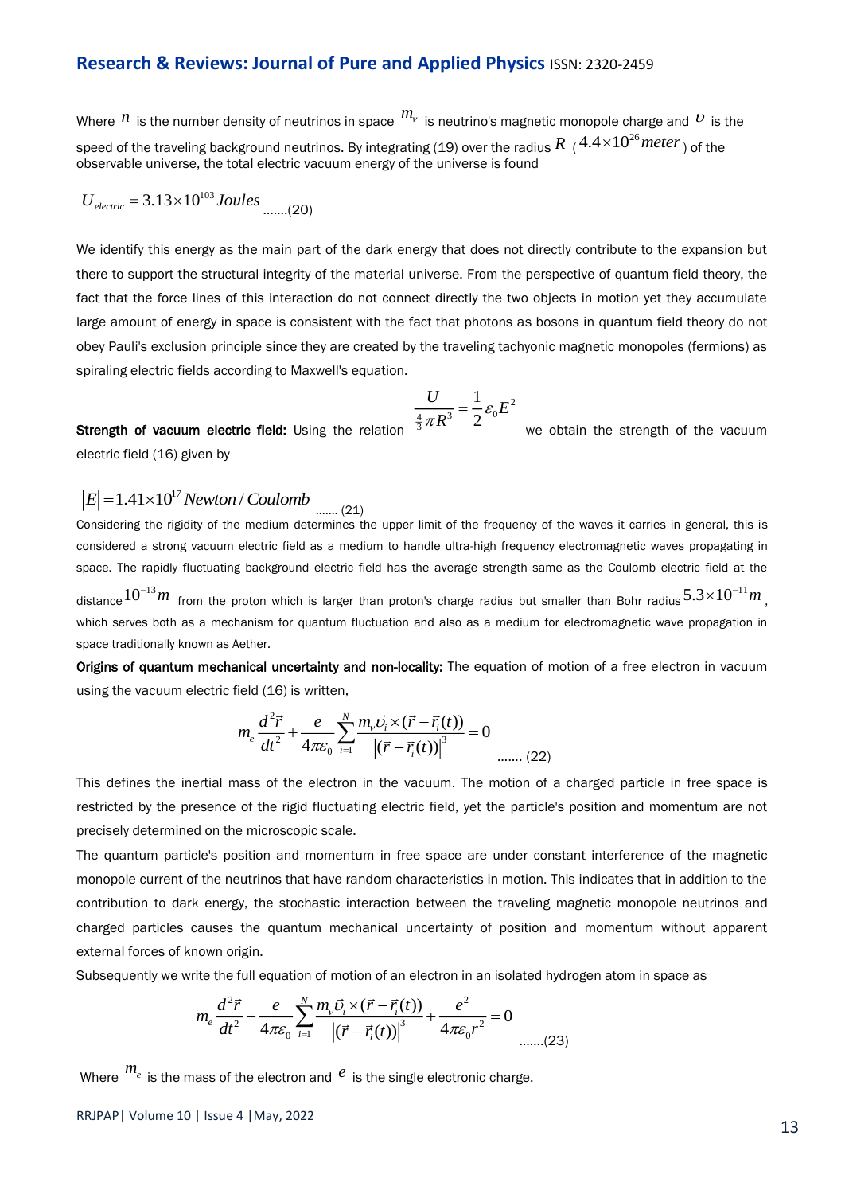Where $n$ is the number density of neutrinos in space $m_\nu$ is neutrino's magnetic monopole charge and $\upsilon$ is the speed of the traveling background neutrinos. By integrating (19) over the radius $R$ ($4.4\times10^{26}\,meter$) of the observable universe, the total electric vacuum energy of the universe is found

$$U_{electric} = 3.13\times10^{103}\,Joules \quad .......(20)$$

We identify this energy as the main part of the dark energy that does not directly contribute to the expansion but there to support the structural integrity of the material universe. From the perspective of quantum field theory, the fact that the force lines of this interaction do not connect directly the two objects in motion yet they accumulate large amount of energy in space is consistent with the fact that photons as bosons in quantum field theory do not obey Pauli's exclusion principle since they are created by the traveling tachyonic magnetic monopoles (fermions) as spiraling electric fields according to Maxwell's equation.

**Strength of vacuum electric field:** Using the relation $\dfrac{U}{\frac{4}{3}\pi R^3} = \dfrac{1}{2}\varepsilon_0 E^2$ we obtain the strength of the vacuum electric field (16) given by

$$|E| = 1.41\times10^{17}\,Newton/Coulomb \quad ....... (21)$$

Considering the rigidity of the medium determines the upper limit of the frequency of the waves it carries in general, this is considered a strong vacuum electric field as a medium to handle ultra-high frequency electromagnetic waves propagating in space. The rapidly fluctuating background electric field has the average strength same as the Coulomb electric field at the distance $10^{-13}m$ from the proton which is larger than proton's charge radius but smaller than Bohr radius $5.3\times10^{-11}m$, which serves both as a mechanism for quantum fluctuation and also as a medium for electromagnetic wave propagation in space traditionally known as Aether.

**Origins of quantum mechanical uncertainty and non-locality:** The equation of motion of a free electron in vacuum using the vacuum electric field (16) is written,

$$m_e \frac{d^2\vec{r}}{dt^2} + \frac{e}{4\pi\varepsilon_0}\sum_{i=1}^{N}\frac{m_\nu \vec{\upsilon}_i \times (\vec{r}-\vec{r}_i(t))}{|(\vec{r}-\vec{r}_i(t))|^3} = 0 \quad ....... (22)$$

This defines the inertial mass of the electron in the vacuum. The motion of a charged particle in free space is restricted by the presence of the rigid fluctuating electric field, yet the particle's position and momentum are not precisely determined on the microscopic scale.

The quantum particle's position and momentum in free space are under constant interference of the magnetic monopole current of the neutrinos that have random characteristics in motion. This indicates that in addition to the contribution to dark energy, the stochastic interaction between the traveling magnetic monopole neutrinos and charged particles causes the quantum mechanical uncertainty of position and momentum without apparent external forces of known origin.

Subsequently we write the full equation of motion of an electron in an isolated hydrogen atom in space as

$$m_e \frac{d^2\vec{r}}{dt^2} + \frac{e}{4\pi\varepsilon_0}\sum_{i=1}^{N}\frac{m_\nu \vec{\upsilon}_i \times (\vec{r}-\vec{r}_i(t))}{|(\vec{r}-\vec{r}_i(t))|^3} + \frac{e^2}{4\pi\varepsilon_0 r^2} = 0 \quad .......(23)$$

Where $m_e$ is the mass of the electron and $e$ is the single electronic charge.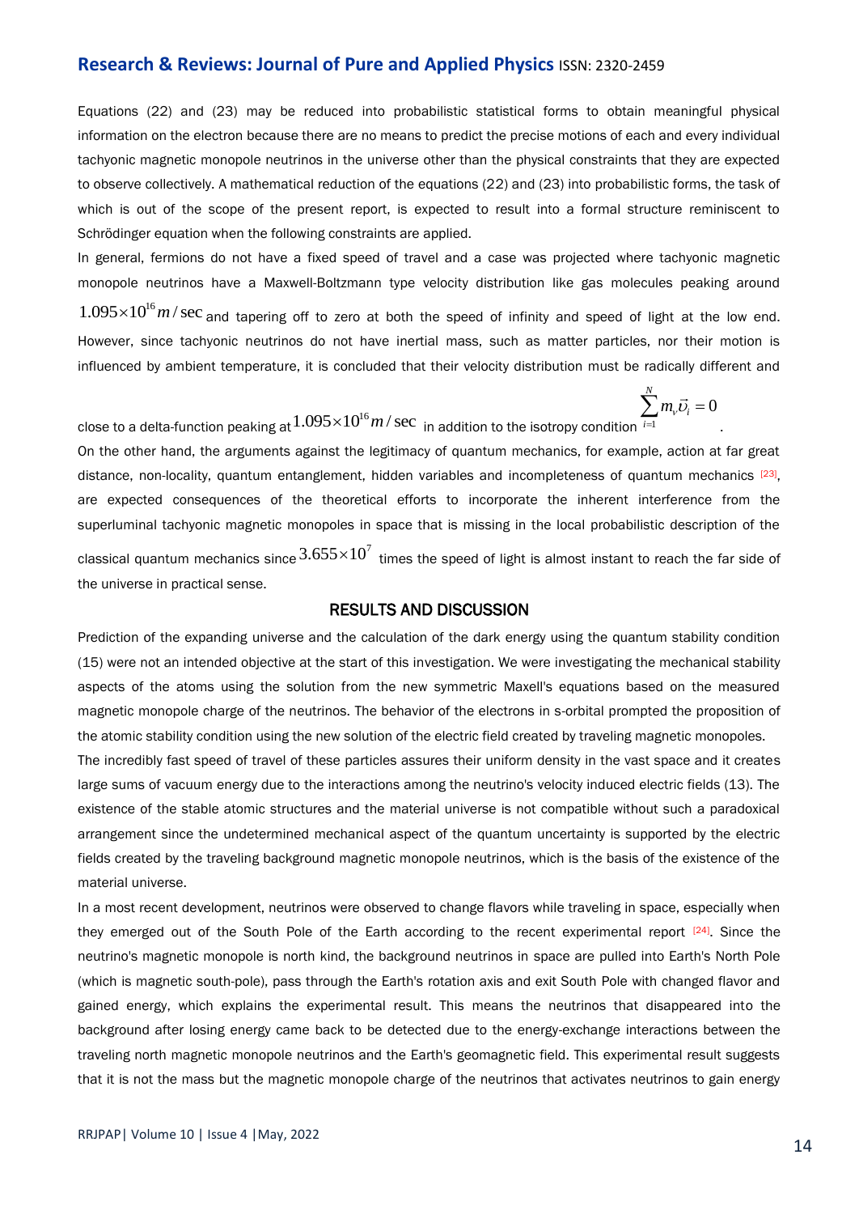Equations (22) and (23) may be reduced into probabilistic statistical forms to obtain meaningful physical information on the electron because there are no means to predict the precise motions of each and every individual tachyonic magnetic monopole neutrinos in the universe other than the physical constraints that they are expected to observe collectively. A mathematical reduction of the equations (22) and (23) into probabilistic forms, the task of which is out of the scope of the present report, is expected to result into a formal structure reminiscent to Schrödinger equation when the following constraints are applied.

In general, fermions do not have a fixed speed of travel and a case was projected where tachyonic magnetic monopole neutrinos have a Maxwell-Boltzmann type velocity distribution like gas molecules peaking around $1.095\times10^{16} m/\sec$ and tapering off to zero at both the speed of infinity and speed of light at the low end. However, since tachyonic neutrinos do not have inertial mass, such as matter particles, nor their motion is influenced by ambient temperature, it is concluded that their velocity distribution must be radically different and close to a delta-function peaking at $1.095\times10^{16} m/\sec$ in addition to the isotropy condition $\sum_{i=1}^{N} m_{\nu}\vec{\upsilon}_i = 0$.

On the other hand, the arguments against the legitimacy of quantum mechanics, for example, action at far great distance, non-locality, quantum entanglement, hidden variables and incompleteness of quantum mechanics [23], are expected consequences of the theoretical efforts to incorporate the inherent interference from the superluminal tachyonic magnetic monopoles in space that is missing in the local probabilistic description of the classical quantum mechanics since $3.655\times10^{7}$ times the speed of light is almost instant to reach the far side of the universe in practical sense.

## RESULTS AND DISCUSSION

Prediction of the expanding universe and the calculation of the dark energy using the quantum stability condition (15) were not an intended objective at the start of this investigation. We were investigating the mechanical stability aspects of the atoms using the solution from the new symmetric Maxell's equations based on the measured magnetic monopole charge of the neutrinos. The behavior of the electrons in s-orbital prompted the proposition of the atomic stability condition using the new solution of the electric field created by traveling magnetic monopoles.

The incredibly fast speed of travel of these particles assures their uniform density in the vast space and it creates large sums of vacuum energy due to the interactions among the neutrino's velocity induced electric fields (13). The existence of the stable atomic structures and the material universe is not compatible without such a paradoxical arrangement since the undetermined mechanical aspect of the quantum uncertainty is supported by the electric fields created by the traveling background magnetic monopole neutrinos, which is the basis of the existence of the material universe.

In a most recent development, neutrinos were observed to change flavors while traveling in space, especially when they emerged out of the South Pole of the Earth according to the recent experimental report [24]. Since the neutrino's magnetic monopole is north kind, the background neutrinos in space are pulled into Earth's North Pole (which is magnetic south-pole), pass through the Earth's rotation axis and exit South Pole with changed flavor and gained energy, which explains the experimental result. This means the neutrinos that disappeared into the background after losing energy came back to be detected due to the energy-exchange interactions between the traveling north magnetic monopole neutrinos and the Earth's geomagnetic field. This experimental result suggests that it is not the mass but the magnetic monopole charge of the neutrinos that activates neutrinos to gain energy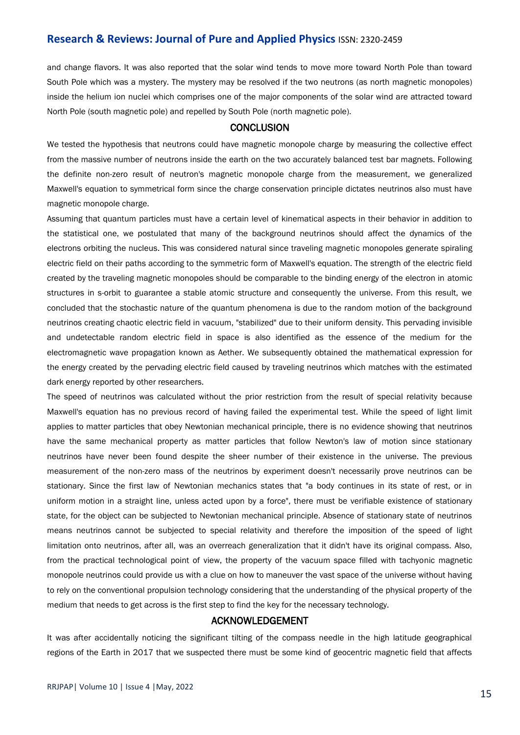and change flavors. It was also reported that the solar wind tends to move more toward North Pole than toward South Pole which was a mystery. The mystery may be resolved if the two neutrons (as north magnetic monopoles) inside the helium ion nuclei which comprises one of the major components of the solar wind are attracted toward North Pole (south magnetic pole) and repelled by South Pole (north magnetic pole).

## CONCLUSION

We tested the hypothesis that neutrons could have magnetic monopole charge by measuring the collective effect from the massive number of neutrons inside the earth on the two accurately balanced test bar magnets. Following the definite non-zero result of neutron's magnetic monopole charge from the measurement, we generalized Maxwell's equation to symmetrical form since the charge conservation principle dictates neutrinos also must have magnetic monopole charge.

Assuming that quantum particles must have a certain level of kinematical aspects in their behavior in addition to the statistical one, we postulated that many of the background neutrinos should affect the dynamics of the electrons orbiting the nucleus. This was considered natural since traveling magnetic monopoles generate spiraling electric field on their paths according to the symmetric form of Maxwell's equation. The strength of the electric field created by the traveling magnetic monopoles should be comparable to the binding energy of the electron in atomic structures in s-orbit to guarantee a stable atomic structure and consequently the universe. From this result, we concluded that the stochastic nature of the quantum phenomena is due to the random motion of the background neutrinos creating chaotic electric field in vacuum, "stabilized" due to their uniform density. This pervading invisible and undetectable random electric field in space is also identified as the essence of the medium for the electromagnetic wave propagation known as Aether. We subsequently obtained the mathematical expression for the energy created by the pervading electric field caused by traveling neutrinos which matches with the estimated dark energy reported by other researchers.

The speed of neutrinos was calculated without the prior restriction from the result of special relativity because Maxwell's equation has no previous record of having failed the experimental test. While the speed of light limit applies to matter particles that obey Newtonian mechanical principle, there is no evidence showing that neutrinos have the same mechanical property as matter particles that follow Newton's law of motion since stationary neutrinos have never been found despite the sheer number of their existence in the universe. The previous measurement of the non-zero mass of the neutrinos by experiment doesn't necessarily prove neutrinos can be stationary. Since the first law of Newtonian mechanics states that "a body continues in its state of rest, or in uniform motion in a straight line, unless acted upon by a force", there must be verifiable existence of stationary state, for the object can be subjected to Newtonian mechanical principle. Absence of stationary state of neutrinos means neutrinos cannot be subjected to special relativity and therefore the imposition of the speed of light limitation onto neutrinos, after all, was an overreach generalization that it didn't have its original compass. Also, from the practical technological point of view, the property of the vacuum space filled with tachyonic magnetic monopole neutrinos could provide us with a clue on how to maneuver the vast space of the universe without having to rely on the conventional propulsion technology considering that the understanding of the physical property of the medium that needs to get across is the first step to find the key for the necessary technology.

## ACKNOWLEDGEMENT

It was after accidentally noticing the significant tilting of the compass needle in the high latitude geographical regions of the Earth in 2017 that we suspected there must be some kind of geocentric magnetic field that affects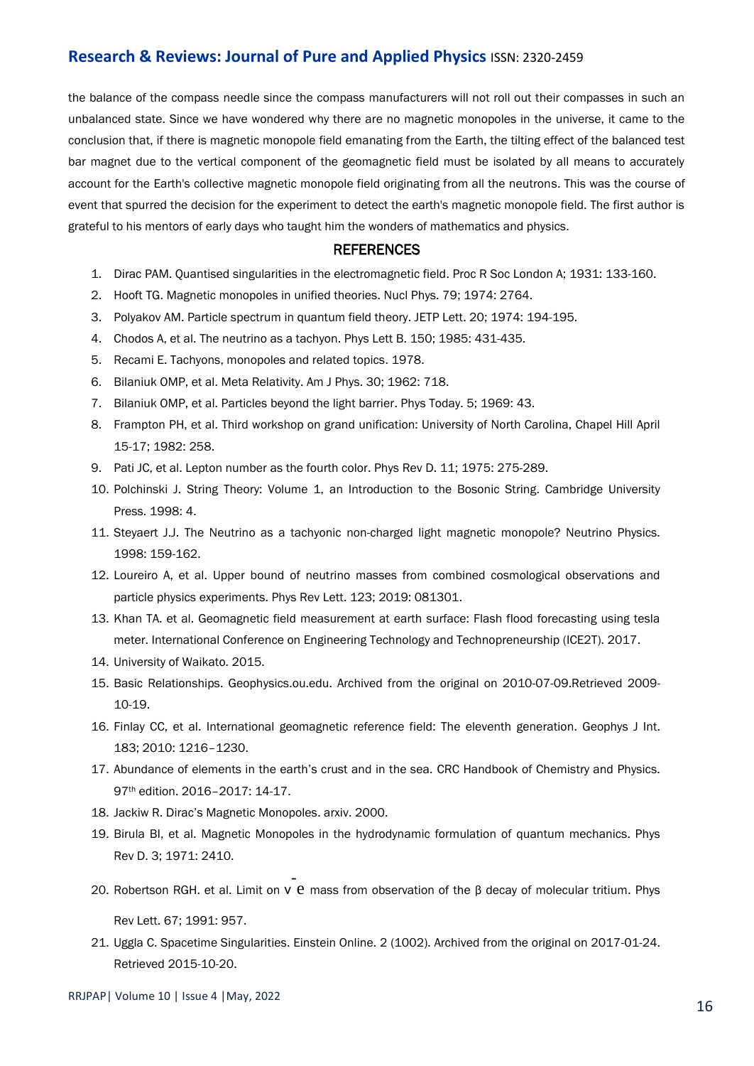the balance of the compass needle since the compass manufacturers will not roll out their compasses in such an unbalanced state. Since we have wondered why there are no magnetic monopoles in the universe, it came to the conclusion that, if there is magnetic monopole field emanating from the Earth, the tilting effect of the balanced test bar magnet due to the vertical component of the geomagnetic field must be isolated by all means to accurately account for the Earth's collective magnetic monopole field originating from all the neutrons. This was the course of event that spurred the decision for the experiment to detect the earth's magnetic monopole field. The first author is grateful to his mentors of early days who taught him the wonders of mathematics and physics.

## REFERENCES

1. Dirac PAM. Quantised singularities in the electromagnetic field. Proc R Soc London A; 1931: 133-160.
2. Hooft TG. Magnetic monopoles in unified theories. Nucl Phys. 79; 1974: 2764.
3. Polyakov AM. Particle spectrum in quantum field theory. JETP Lett. 20; 1974: 194-195.
4. Chodos A, et al. The neutrino as a tachyon. Phys Lett B. 150; 1985: 431-435.
5. Recami E. Tachyons, monopoles and related topics. 1978.
6. Bilaniuk OMP, et al. Meta Relativity. Am J Phys. 30; 1962: 718.
7. Bilaniuk OMP, et al. Particles beyond the light barrier. Phys Today. 5; 1969: 43.
8. Frampton PH, et al. Third workshop on grand unification: University of North Carolina, Chapel Hill April 15-17; 1982: 258.
9. Pati JC, et al. Lepton number as the fourth color. Phys Rev D. 11; 1975: 275-289.
10. Polchinski J. String Theory: Volume 1, an Introduction to the Bosonic String. Cambridge University Press. 1998: 4.
11. Steyaert J.J. The Neutrino as a tachyonic non-charged light magnetic monopole? Neutrino Physics. 1998: 159-162.
12. Loureiro A, et al. Upper bound of neutrino masses from combined cosmological observations and particle physics experiments. Phys Rev Lett. 123; 2019: 081301.
13. Khan TA. et al. Geomagnetic field measurement at earth surface: Flash flood forecasting using tesla meter. International Conference on Engineering Technology and Technopreneurship (ICE2T). 2017.
14. University of Waikato. 2015.
15. Basic Relationships. Geophysics.ou.edu. Archived from the original on 2010-07-09.Retrieved 2009-10-19.
16. Finlay CC, et al. International geomagnetic reference field: The eleventh generation. Geophys J Int. 183; 2010: 1216–1230.
17. Abundance of elements in the earth's crust and in the sea. CRC Handbook of Chemistry and Physics. 97th edition. 2016–2017: 14-17.
18. Jackiw R. Dirac's Magnetic Monopoles. arxiv. 2000.
19. Birula BI, et al. Magnetic Monopoles in the hydrodynamic formulation of quantum mechanics. Phys Rev D. 3; 1971: 2410.
20. Robertson RGH. et al. Limit on $\bar{\nu}_e$ mass from observation of the β decay of molecular tritium. Phys Rev Lett. 67; 1991: 957.
21. Uggla C. Spacetime Singularities. Einstein Online. 2 (1002). Archived from the original on 2017-01-24. Retrieved 2015-10-20.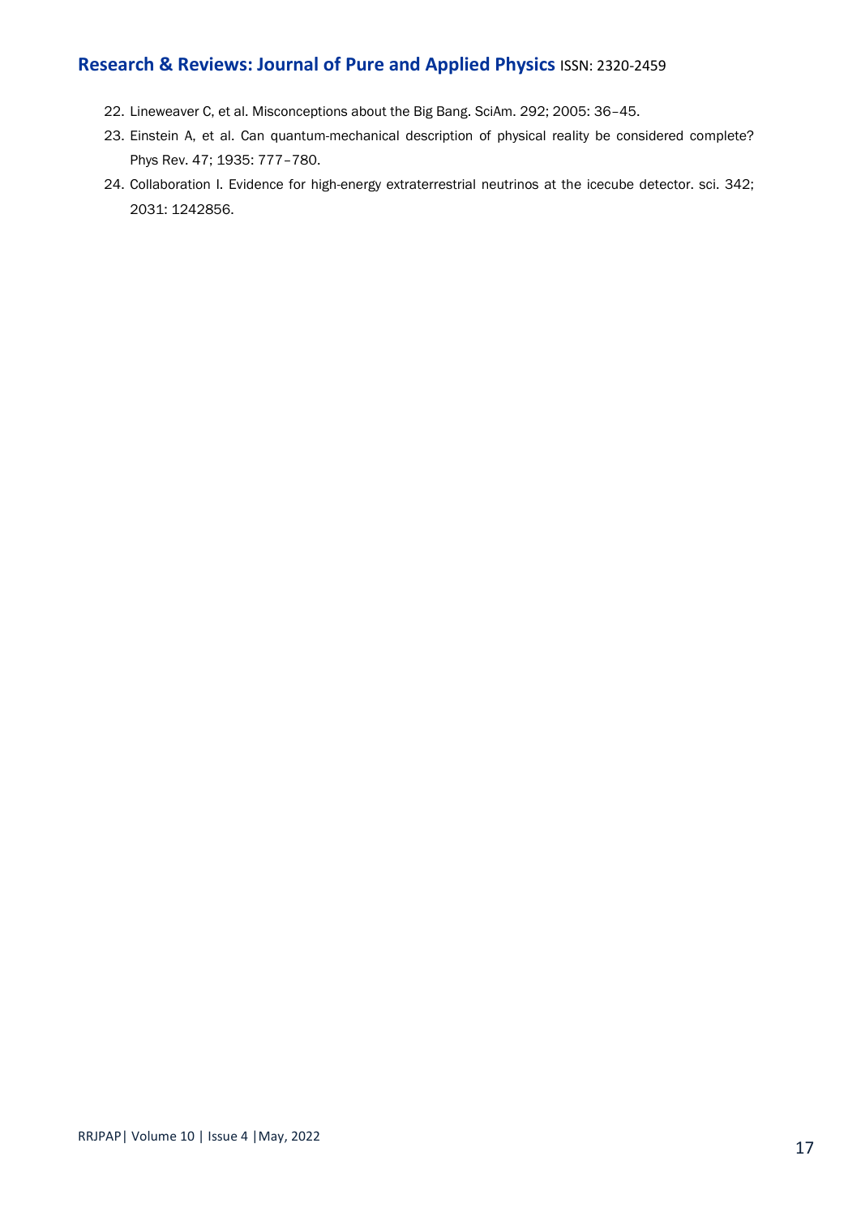22. Lineweaver C, et al. Misconceptions about the Big Bang. SciAm. 292; 2005: 36–45.
23. Einstein A, et al. Can quantum-mechanical description of physical reality be considered complete? Phys Rev. 47; 1935: 777–780.
24. Collaboration I. Evidence for high-energy extraterrestrial neutrinos at the icecube detector. sci. 342; 2031: 1242856.